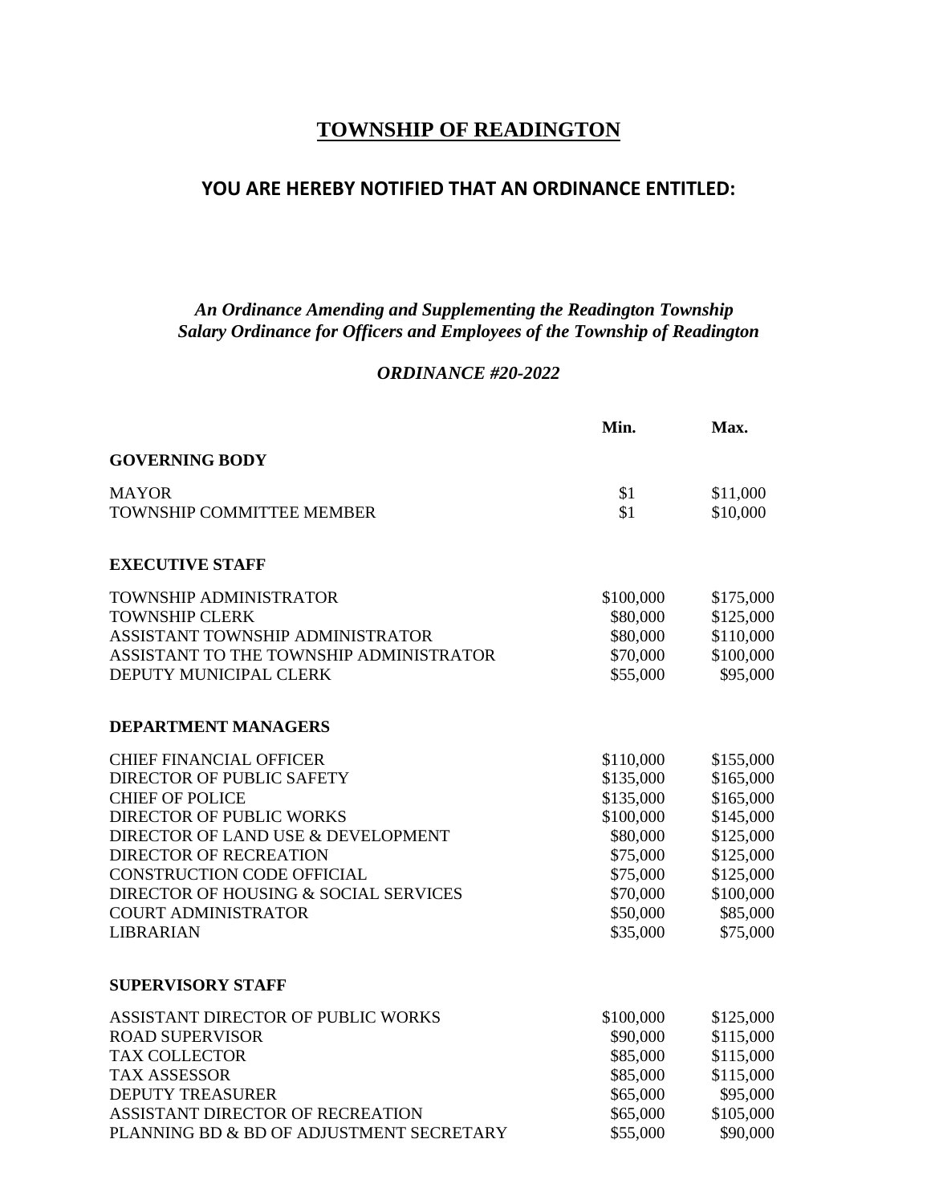# TOWNSHIP OF READINGTON

## YOU ARE HEREBY NOTIFIED THAT AN ORDINANCE ENTITLED:

***An Ordinance Amending and Supplementing the Readington Township Salary Ordinance for Officers and Employees of the Township of Readington***

***ORDINANCE #20-2022***

| | Min. | Max. |
|---|---|---|
| **GOVERNING BODY** | | |
| MAYOR | $1 | $11,000 |
| TOWNSHIP COMMITTEE MEMBER | $1 | $10,000 |
| **EXECUTIVE STAFF** | | |
| TOWNSHIP ADMINISTRATOR | $100,000 | $175,000 |
| TOWNSHIP CLERK | $80,000 | $125,000 |
| ASSISTANT TOWNSHIP ADMINISTRATOR | $80,000 | $110,000 |
| ASSISTANT TO THE TOWNSHIP ADMINISTRATOR | $70,000 | $100,000 |
| DEPUTY MUNICIPAL CLERK | $55,000 | $95,000 |
| **DEPARTMENT MANAGERS** | | |
| CHIEF FINANCIAL OFFICER | $110,000 | $155,000 |
| DIRECTOR OF PUBLIC SAFETY | $135,000 | $165,000 |
| CHIEF OF POLICE | $135,000 | $165,000 |
| DIRECTOR OF PUBLIC WORKS | $100,000 | $145,000 |
| DIRECTOR OF LAND USE & DEVELOPMENT | $80,000 | $125,000 |
| DIRECTOR OF RECREATION | $75,000 | $125,000 |
| CONSTRUCTION CODE OFFICIAL | $75,000 | $125,000 |
| DIRECTOR OF HOUSING & SOCIAL SERVICES | $70,000 | $100,000 |
| COURT ADMINISTRATOR | $50,000 | $85,000 |
| LIBRARIAN | $35,000 | $75,000 |
| **SUPERVISORY STAFF** | | |
| ASSISTANT DIRECTOR OF PUBLIC WORKS | $100,000 | $125,000 |
| ROAD SUPERVISOR | $90,000 | $115,000 |
| TAX COLLECTOR | $85,000 | $115,000 |
| TAX ASSESSOR | $85,000 | $115,000 |
| DEPUTY TREASURER | $65,000 | $95,000 |
| ASSISTANT DIRECTOR OF RECREATION | $65,000 | $105,000 |
| PLANNING BD & BD OF ADJUSTMENT SECRETARY | $55,000 | $90,000 |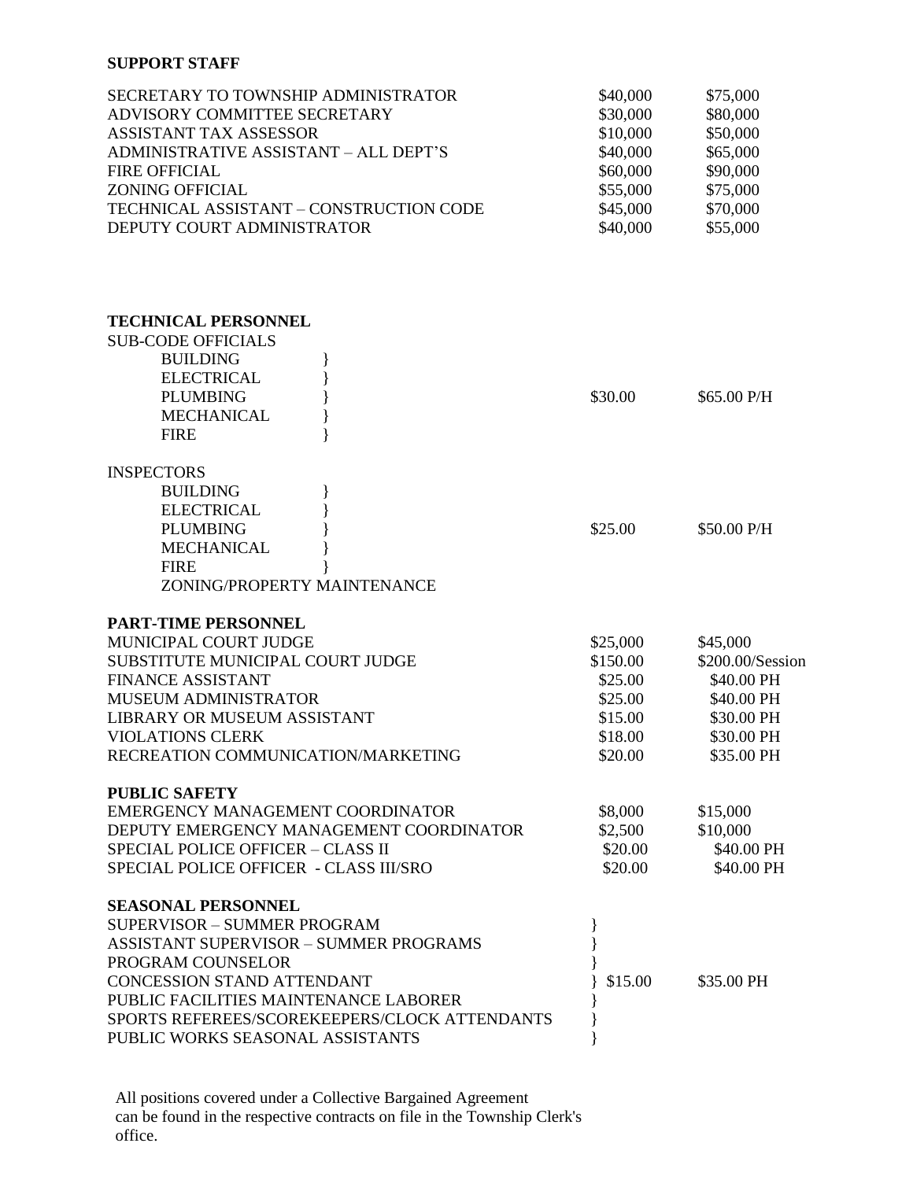**SUPPORT STAFF**

| | | |
|---|---|---|
| SECRETARY TO TOWNSHIP ADMINISTRATOR | $40,000 | $75,000 |
| ADVISORY COMMITTEE SECRETARY | $30,000 | $80,000 |
| ASSISTANT TAX ASSESSOR | $10,000 | $50,000 |
| ADMINISTRATIVE ASSISTANT – ALL DEPT'S | $40,000 | $65,000 |
| FIRE OFFICIAL | $60,000 | $90,000 |
| ZONING OFFICIAL | $55,000 | $75,000 |
| TECHNICAL ASSISTANT – CONSTRUCTION CODE | $45,000 | $70,000 |
| DEPUTY COURT ADMINISTRATOR | $40,000 | $55,000 |

**TECHNICAL PERSONNEL**

| | | |
|---|---|---|
| SUB-CODE OFFICIALS | | |
| BUILDING } | | |
| ELECTRICAL } | | |
| PLUMBING } | $30.00 | $65.00 P/H |
| MECHANICAL } | | |
| FIRE } | | |
| INSPECTORS | | |
| BUILDING } | | |
| ELECTRICAL } | | |
| PLUMBING } | $25.00 | $50.00 P/H |
| MECHANICAL } | | |
| FIRE } | | |
| ZONING/PROPERTY MAINTENANCE | | |

**PART-TIME PERSONNEL**

| | | |
|---|---|---|
| MUNICIPAL COURT JUDGE | $25,000 | $45,000 |
| SUBSTITUTE MUNICIPAL COURT JUDGE | $150.00 | $200.00/Session |
| FINANCE ASSISTANT | $25.00 | $40.00 PH |
| MUSEUM ADMINISTRATOR | $25.00 | $40.00 PH |
| LIBRARY OR MUSEUM ASSISTANT | $15.00 | $30.00 PH |
| VIOLATIONS CLERK | $18.00 | $30.00 PH |
| RECREATION COMMUNICATION/MARKETING | $20.00 | $35.00 PH |

**PUBLIC SAFETY**

| | | |
|---|---|---|
| EMERGENCY MANAGEMENT COORDINATOR | $8,000 | $15,000 |
| DEPUTY EMERGENCY MANAGEMENT COORDINATOR | $2,500 | $10,000 |
| SPECIAL POLICE OFFICER – CLASS II | $20.00 | $40.00 PH |
| SPECIAL POLICE OFFICER - CLASS III/SRO | $20.00 | $40.00 PH |

**SEASONAL PERSONNEL**

| | | |
|---|---|---|
| SUPERVISOR – SUMMER PROGRAM } | | |
| ASSISTANT SUPERVISOR – SUMMER PROGRAMS } | | |
| PROGRAM COUNSELOR } | | |
| CONCESSION STAND ATTENDANT } | $15.00 | $35.00 PH |
| PUBLIC FACILITIES MAINTENANCE LABORER } | | |
| SPORTS REFEREES/SCOREKEEPERS/CLOCK ATTENDANTS } | | |
| PUBLIC WORKS SEASONAL ASSISTANTS } | | |

All positions covered under a Collective Bargained Agreement can be found in the respective contracts on file in the Township Clerk's office.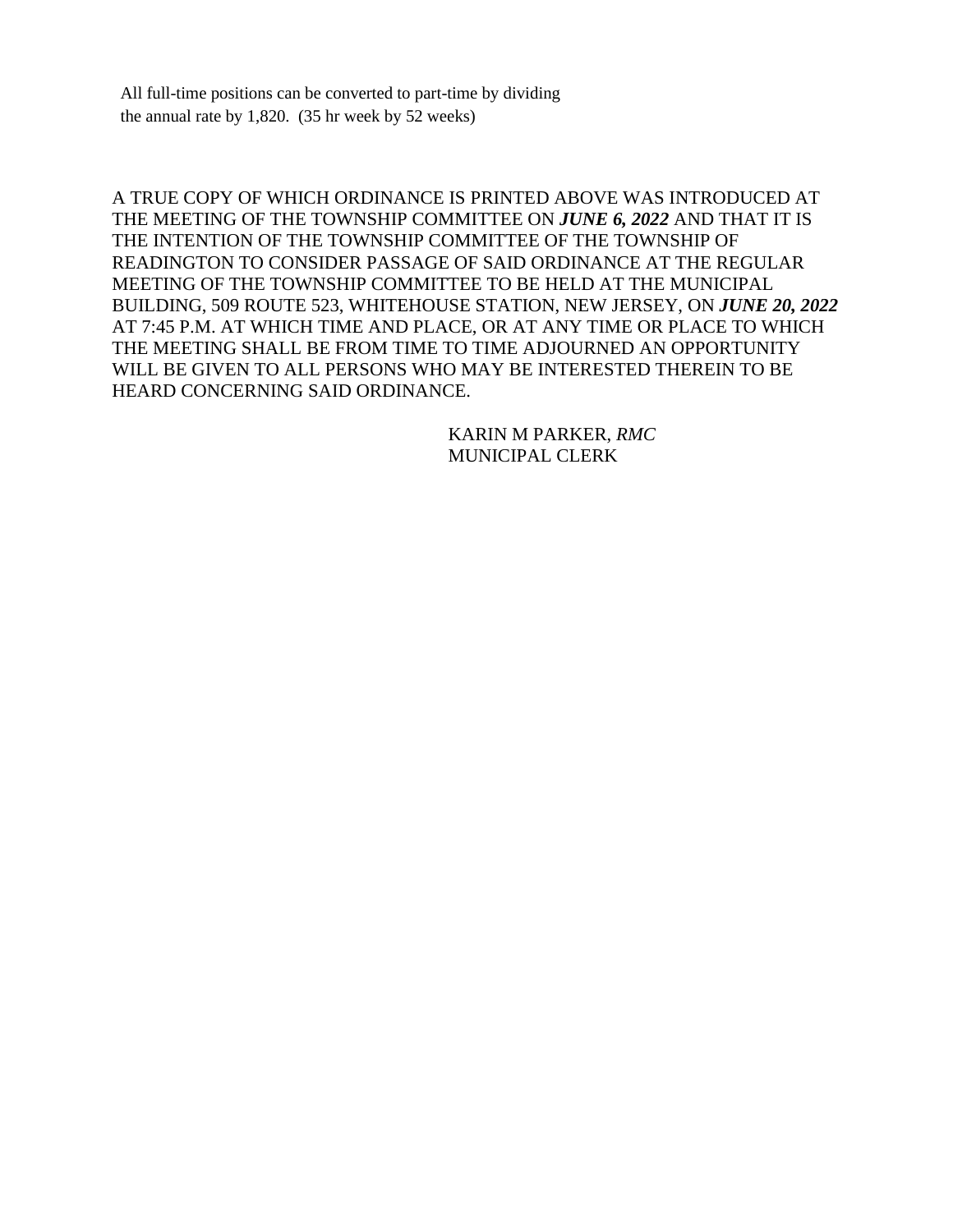All full-time positions can be converted to part-time by dividing the annual rate by 1,820. (35 hr week by 52 weeks)

A TRUE COPY OF WHICH ORDINANCE IS PRINTED ABOVE WAS INTRODUCED AT THE MEETING OF THE TOWNSHIP COMMITTEE ON ***JUNE 6, 2022*** AND THAT IT IS THE INTENTION OF THE TOWNSHIP COMMITTEE OF THE TOWNSHIP OF READINGTON TO CONSIDER PASSAGE OF SAID ORDINANCE AT THE REGULAR MEETING OF THE TOWNSHIP COMMITTEE TO BE HELD AT THE MUNICIPAL BUILDING, 509 ROUTE 523, WHITEHOUSE STATION, NEW JERSEY, ON ***JUNE 20, 2022*** AT 7:45 P.M. AT WHICH TIME AND PLACE, OR AT ANY TIME OR PLACE TO WHICH THE MEETING SHALL BE FROM TIME TO TIME ADJOURNED AN OPPORTUNITY WILL BE GIVEN TO ALL PERSONS WHO MAY BE INTERESTED THEREIN TO BE HEARD CONCERNING SAID ORDINANCE.

KARIN M PARKER, *RMC*
MUNICIPAL CLERK